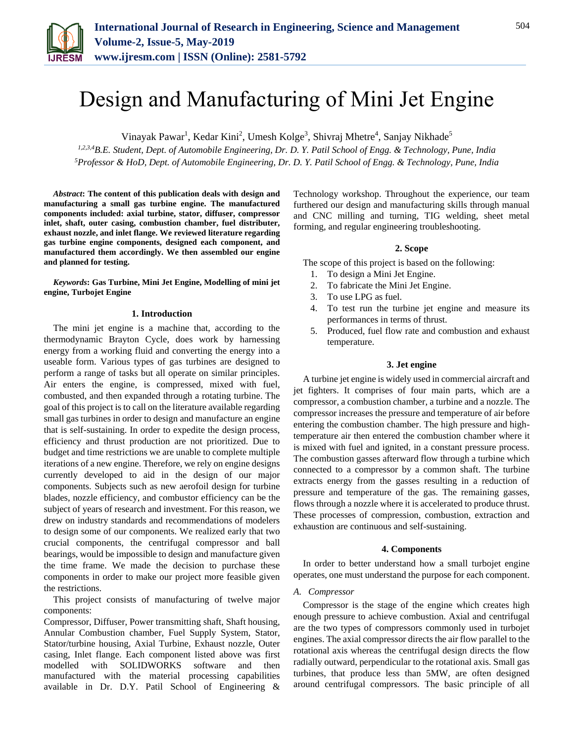# Design and Manufacturing of Mini Jet Engine

Vinayak Pawar[1], Kedar Kini[2], Umesh Kolge[3], Shivraj Mhetre[4], Sanjay Nikhade[5]

*[1,2,3,4]B.E. Student, Dept. of Automobile Engineering, Dr. D. Y. Patil School of Engg. & Technology, Pune, India*
*[5]Professor & HoD, Dept. of Automobile Engineering, Dr. D. Y. Patil School of Engg. & Technology, Pune, India*

***Abstract*: The content of this publication deals with design and manufacturing a small gas turbine engine. The manufactured components included: axial turbine, stator, diffuser, compressor inlet, shaft, outer casing, combustion chamber, fuel distributer, exhaust nozzle, and inlet flange. We reviewed literature regarding gas turbine engine components, designed each component, and manufactured them accordingly. We then assembled our engine and planned for testing.**

***Keywords*: Gas Turbine, Mini Jet Engine, Modelling of mini jet engine, Turbojet Engine**

## 1. Introduction

The mini jet engine is a machine that, according to the thermodynamic Brayton Cycle, does work by harnessing energy from a working fluid and converting the energy into a useable form. Various types of gas turbines are designed to perform a range of tasks but all operate on similar principles. Air enters the engine, is compressed, mixed with fuel, combusted, and then expanded through a rotating turbine. The goal of this project is to call on the literature available regarding small gas turbines in order to design and manufacture an engine that is self-sustaining. In order to expedite the design process, efficiency and thrust production are not prioritized. Due to budget and time restrictions we are unable to complete multiple iterations of a new engine. Therefore, we rely on engine designs currently developed to aid in the design of our major components. Subjects such as new aerofoil design for turbine blades, nozzle efficiency, and combustor efficiency can be the subject of years of research and investment. For this reason, we drew on industry standards and recommendations of modelers to design some of our components. We realized early that two crucial components, the centrifugal compressor and ball bearings, would be impossible to design and manufacture given the time frame. We made the decision to purchase these components in order to make our project more feasible given the restrictions.

This project consists of manufacturing of twelve major components:

Compressor, Diffuser, Power transmitting shaft, Shaft housing, Annular Combustion chamber, Fuel Supply System, Stator, Stator/turbine housing, Axial Turbine, Exhaust nozzle, Outer casing, Inlet flange. Each component listed above was first modelled with SOLIDWORKS software and then manufactured with the material processing capabilities available in Dr. D.Y. Patil School of Engineering & Technology workshop. Throughout the experience, our team furthered our design and manufacturing skills through manual and CNC milling and turning, TIG welding, sheet metal forming, and regular engineering troubleshooting.

## 2. Scope

The scope of this project is based on the following:

1. To design a Mini Jet Engine.
2. To fabricate the Mini Jet Engine.
3. To use LPG as fuel.
4. To test run the turbine jet engine and measure its performances in terms of thrust.
5. Produced, fuel flow rate and combustion and exhaust temperature.

## 3. Jet engine

A turbine jet engine is widely used in commercial aircraft and jet fighters. It comprises of four main parts, which are a compressor, a combustion chamber, a turbine and a nozzle. The compressor increases the pressure and temperature of air before entering the combustion chamber. The high pressure and high-temperature air then entered the combustion chamber where it is mixed with fuel and ignited, in a constant pressure process. The combustion gasses afterward flow through a turbine which connected to a compressor by a common shaft. The turbine extracts energy from the gasses resulting in a reduction of pressure and temperature of the gas. The remaining gasses, flows through a nozzle where it is accelerated to produce thrust. These processes of compression, combustion, extraction and exhaustion are continuous and self-sustaining.

## 4. Components

In order to better understand how a small turbojet engine operates, one must understand the purpose for each component.

### *A. Compressor*

Compressor is the stage of the engine which creates high enough pressure to achieve combustion. Axial and centrifugal are the two types of compressors commonly used in turbojet engines. The axial compressor directs the air flow parallel to the rotational axis whereas the centrifugal design directs the flow radially outward, perpendicular to the rotational axis. Small gas turbines, that produce less than 5MW, are often designed around centrifugal compressors. The basic principle of all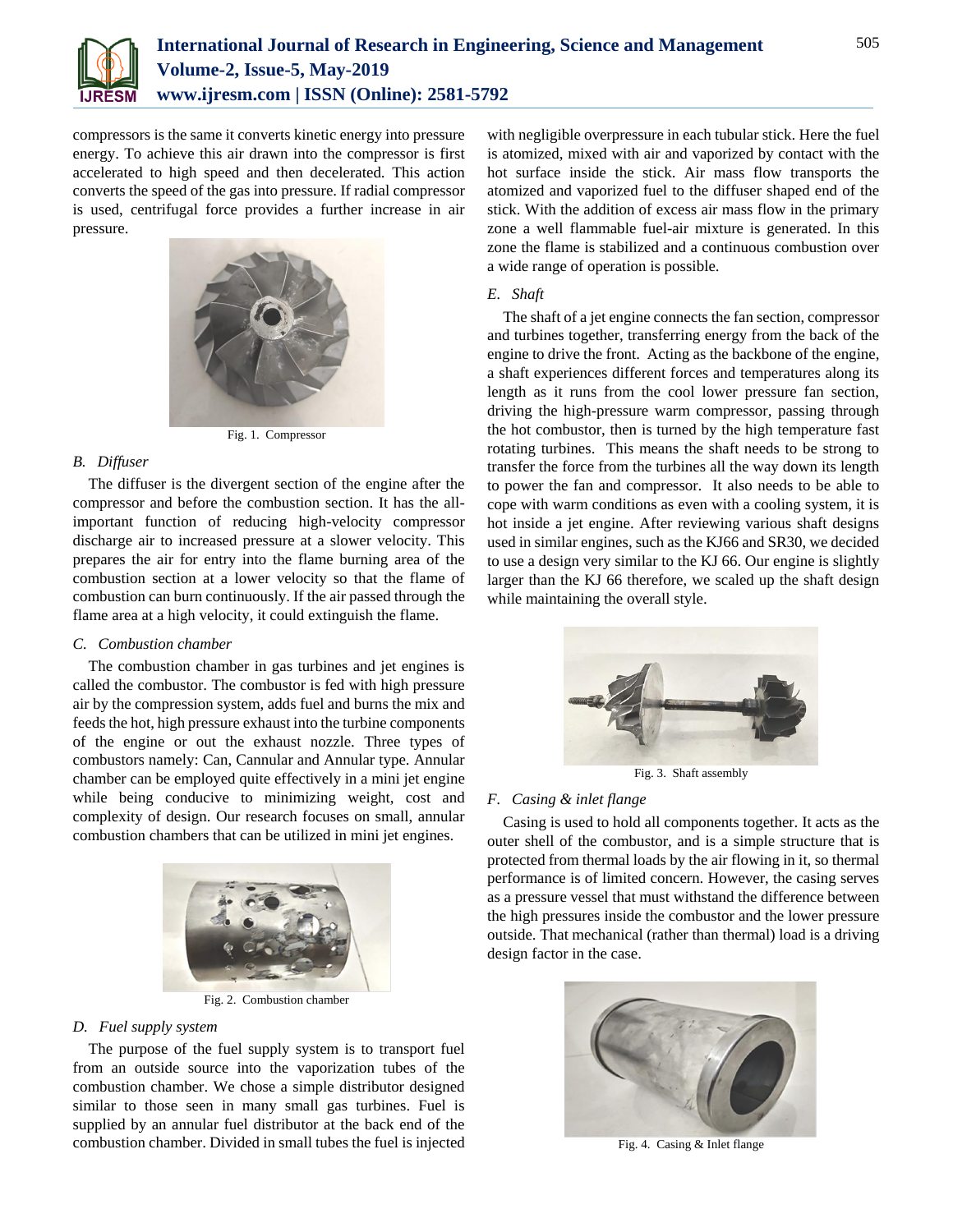compressors is the same it converts kinetic energy into pressure energy. To achieve this air drawn into the compressor is first accelerated to high speed and then decelerated. This action converts the speed of the gas into pressure. If radial compressor is used, centrifugal force provides a further increase in air pressure.

Fig. 1. Compressor

### B. Diffuser

The diffuser is the divergent section of the engine after the compressor and before the combustion section. It has the all-important function of reducing high-velocity compressor discharge air to increased pressure at a slower velocity. This prepares the air for entry into the flame burning area of the combustion section at a lower velocity so that the flame of combustion can burn continuously. If the air passed through the flame area at a high velocity, it could extinguish the flame.

### C. Combustion chamber

The combustion chamber in gas turbines and jet engines is called the combustor. The combustor is fed with high pressure air by the compression system, adds fuel and burns the mix and feeds the hot, high pressure exhaust into the turbine components of the engine or out the exhaust nozzle. Three types of combustors namely: Can, Cannular and Annular type. Annular chamber can be employed quite effectively in a mini jet engine while being conducive to minimizing weight, cost and complexity of design. Our research focuses on small, annular combustion chambers that can be utilized in mini jet engines.

Fig. 2. Combustion chamber

### D. Fuel supply system

The purpose of the fuel supply system is to transport fuel from an outside source into the vaporization tubes of the combustion chamber. We chose a simple distributor designed similar to those seen in many small gas turbines. Fuel is supplied by an annular fuel distributor at the back end of the combustion chamber. Divided in small tubes the fuel is injected with negligible overpressure in each tubular stick. Here the fuel is atomized, mixed with air and vaporized by contact with the hot surface inside the stick. Air mass flow transports the atomized and vaporized fuel to the diffuser shaped end of the stick. With the addition of excess air mass flow in the primary zone a well flammable fuel-air mixture is generated. In this zone the flame is stabilized and a continuous combustion over a wide range of operation is possible.

### E. Shaft

The shaft of a jet engine connects the fan section, compressor and turbines together, transferring energy from the back of the engine to drive the front. Acting as the backbone of the engine, a shaft experiences different forces and temperatures along its length as it runs from the cool lower pressure fan section, driving the high-pressure warm compressor, passing through the hot combustor, then is turned by the high temperature fast rotating turbines. This means the shaft needs to be strong to transfer the force from the turbines all the way down its length to power the fan and compressor. It also needs to be able to cope with warm conditions as even with a cooling system, it is hot inside a jet engine. After reviewing various shaft designs used in similar engines, such as the KJ66 and SR30, we decided to use a design very similar to the KJ 66. Our engine is slightly larger than the KJ 66 therefore, we scaled up the shaft design while maintaining the overall style.

Fig. 3. Shaft assembly

### F. Casing & inlet flange

Casing is used to hold all components together. It acts as the outer shell of the combustor, and is a simple structure that is protected from thermal loads by the air flowing in it, so thermal performance is of limited concern. However, the casing serves as a pressure vessel that must withstand the difference between the high pressures inside the combustor and the lower pressure outside. That mechanical (rather than thermal) load is a driving design factor in the case.

Fig. 4. Casing & Inlet flange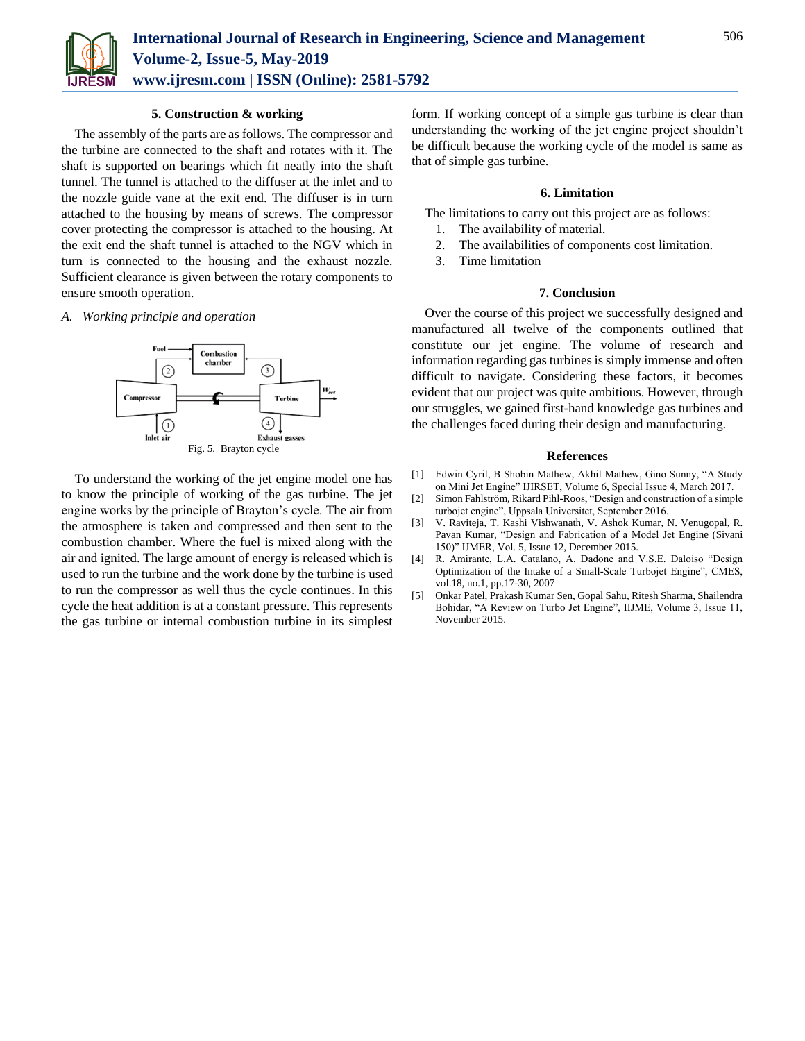## 5. Construction & working

The assembly of the parts are as follows. The compressor and the turbine are connected to the shaft and rotates with it. The shaft is supported on bearings which fit neatly into the shaft tunnel. The tunnel is attached to the diffuser at the inlet and to the nozzle guide vane at the exit end. The diffuser is in turn attached to the housing by means of screws. The compressor cover protecting the compressor is attached to the housing. At the exit end the shaft tunnel is attached to the NGV which in turn is connected to the housing and the exhaust nozzle. Sufficient clearance is given between the rotary components to ensure smooth operation.

### *A. Working principle and operation*

Fuel
Combustion chamber
2
3
Compressor
Turbine
$W_{net}$
1
4
Inlet air
Exhaust gasses

Fig. 5. Brayton cycle

To understand the working of the jet engine model one has to know the principle of working of the gas turbine. The jet engine works by the principle of Brayton's cycle. The air from the atmosphere is taken and compressed and then sent to the combustion chamber. Where the fuel is mixed along with the air and ignited. The large amount of energy is released which is used to run the turbine and the work done by the turbine is used to run the compressor as well thus the cycle continues. In this cycle the heat addition is at a constant pressure. This represents the gas turbine or internal combustion turbine in its simplest form. If working concept of a simple gas turbine is clear than understanding the working of the jet engine project shouldn't be difficult because the working cycle of the model is same as that of simple gas turbine.

## 6. Limitation

The limitations to carry out this project are as follows:

1. The availability of material.
2. The availabilities of components cost limitation.
3. Time limitation

## 7. Conclusion

Over the course of this project we successfully designed and manufactured all twelve of the components outlined that constitute our jet engine. The volume of research and information regarding gas turbines is simply immense and often difficult to navigate. Considering these factors, it becomes evident that our project was quite ambitious. However, through our struggles, we gained first-hand knowledge gas turbines and the challenges faced during their design and manufacturing.

## References

[1] Edwin Cyril, B Shobin Mathew, Akhil Mathew, Gino Sunny, "A Study on Mini Jet Engine" IJIRSET, Volume 6, Special Issue 4, March 2017.

[2] Simon Fahlström, Rikard Pihl-Roos, "Design and construction of a simple turbojet engine", Uppsala Universitet, September 2016.

[3] V. Raviteja, T. Kashi Vishwanath, V. Ashok Kumar, N. Venugopal, R. Pavan Kumar, "Design and Fabrication of a Model Jet Engine (Sivani 150)" IJMER, Vol. 5, Issue 12, December 2015.

[4] R. Amirante, L.A. Catalano, A. Dadone and V.S.E. Daloiso "Design Optimization of the Intake of a Small-Scale Turbojet Engine", CMES, vol.18, no.1, pp.17-30, 2007

[5] Onkar Patel, Prakash Kumar Sen, Gopal Sahu, Ritesh Sharma, Shailendra Bohidar, "A Review on Turbo Jet Engine", IIJME, Volume 3, Issue 11, November 2015.